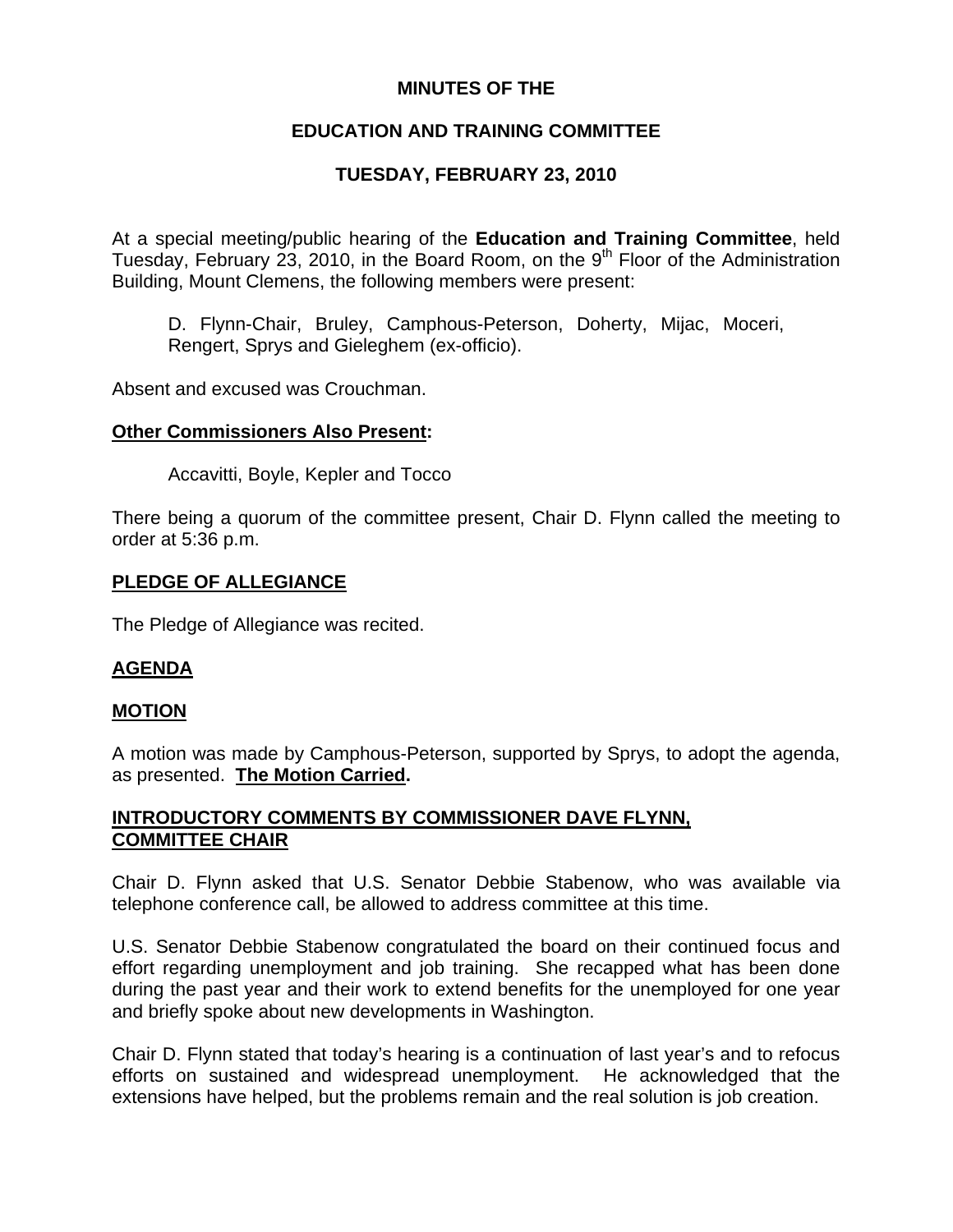**MINUTES OF THE**

**EDUCATION AND TRAINING COMMITTEE**

**TUESDAY, FEBRUARY 23, 2010**

At a special meeting/public hearing of the **Education and Training Committee**, held Tuesday, February 23, 2010, in the Board Room, on the 9th Floor of the Administration Building, Mount Clemens, the following members were present:

> D. Flynn-Chair, Bruley, Camphous-Peterson, Doherty, Mijac, Moceri, Rengert, Sprys and Gieleghem (ex-officio).

Absent and excused was Crouchman.

**Other Commissioners Also Present:**

> Accavitti, Boyle, Kepler and Tocco

There being a quorum of the committee present, Chair D. Flynn called the meeting to order at 5:36 p.m.

**PLEDGE OF ALLEGIANCE**

The Pledge of Allegiance was recited.

**AGENDA**

**MOTION**

A motion was made by Camphous-Peterson, supported by Sprys, to adopt the agenda, as presented. **The Motion Carried.**

**INTRODUCTORY COMMENTS BY COMMISSIONER DAVE FLYNN, COMMITTEE CHAIR**

Chair D. Flynn asked that U.S. Senator Debbie Stabenow, who was available via telephone conference call, be allowed to address committee at this time.

U.S. Senator Debbie Stabenow congratulated the board on their continued focus and effort regarding unemployment and job training. She recapped what has been done during the past year and their work to extend benefits for the unemployed for one year and briefly spoke about new developments in Washington.

Chair D. Flynn stated that today's hearing is a continuation of last year's and to refocus efforts on sustained and widespread unemployment. He acknowledged that the extensions have helped, but the problems remain and the real solution is job creation.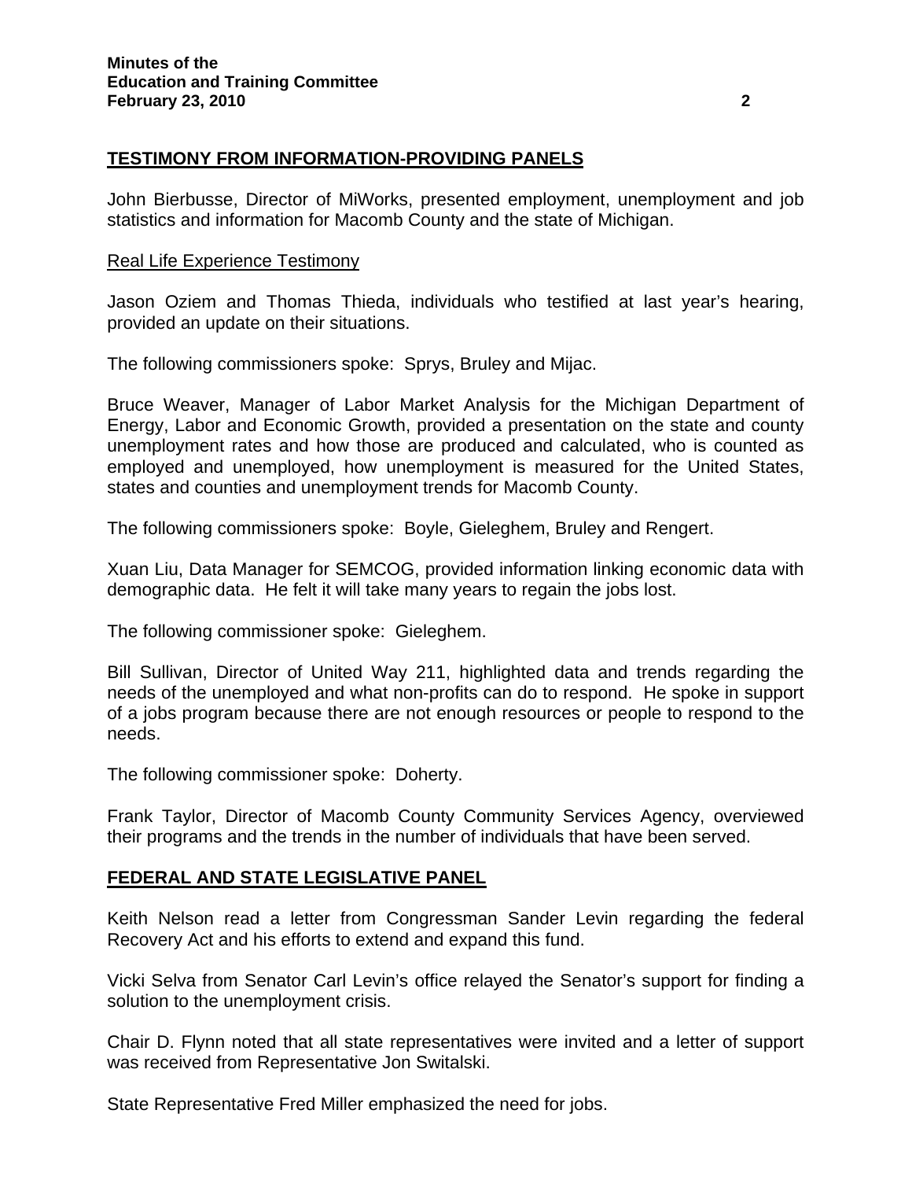## TESTIMONY FROM INFORMATION-PROVIDING PANELS

John Bierbusse, Director of MiWorks, presented employment, unemployment and job statistics and information for Macomb County and the state of Michigan.

### Real Life Experience Testimony

Jason Oziem and Thomas Thieda, individuals who testified at last year's hearing, provided an update on their situations.

The following commissioners spoke: Sprys, Bruley and Mijac.

Bruce Weaver, Manager of Labor Market Analysis for the Michigan Department of Energy, Labor and Economic Growth, provided a presentation on the state and county unemployment rates and how those are produced and calculated, who is counted as employed and unemployed, how unemployment is measured for the United States, states and counties and unemployment trends for Macomb County.

The following commissioners spoke: Boyle, Gieleghem, Bruley and Rengert.

Xuan Liu, Data Manager for SEMCOG, provided information linking economic data with demographic data. He felt it will take many years to regain the jobs lost.

The following commissioner spoke: Gieleghem.

Bill Sullivan, Director of United Way 211, highlighted data and trends regarding the needs of the unemployed and what non-profits can do to respond. He spoke in support of a jobs program because there are not enough resources or people to respond to the needs.

The following commissioner spoke: Doherty.

Frank Taylor, Director of Macomb County Community Services Agency, overviewed their programs and the trends in the number of individuals that have been served.

## FEDERAL AND STATE LEGISLATIVE PANEL

Keith Nelson read a letter from Congressman Sander Levin regarding the federal Recovery Act and his efforts to extend and expand this fund.

Vicki Selva from Senator Carl Levin's office relayed the Senator's support for finding a solution to the unemployment crisis.

Chair D. Flynn noted that all state representatives were invited and a letter of support was received from Representative Jon Switalski.

State Representative Fred Miller emphasized the need for jobs.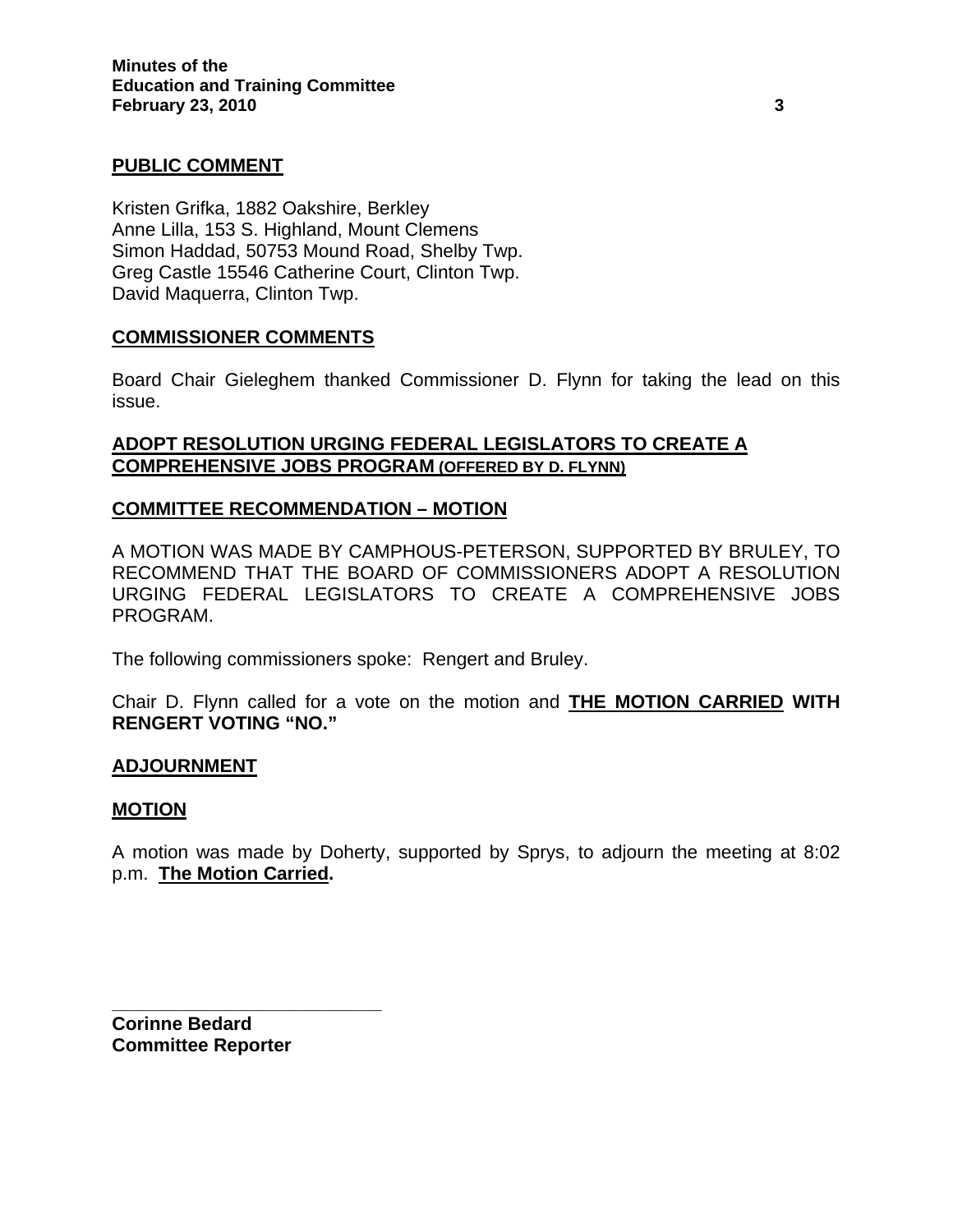## PUBLIC COMMENT

Kristen Grifka, 1882 Oakshire, Berkley
Anne Lilla, 153 S. Highland, Mount Clemens
Simon Haddad, 50753 Mound Road, Shelby Twp.
Greg Castle 15546 Catherine Court, Clinton Twp.
David Maquerra, Clinton Twp.

## COMMISSIONER COMMENTS

Board Chair Gieleghem thanked Commissioner D. Flynn for taking the lead on this issue.

## ADOPT RESOLUTION URGING FEDERAL LEGISLATORS TO CREATE A COMPREHENSIVE JOBS PROGRAM (OFFERED BY D. FLYNN)

## COMMITTEE RECOMMENDATION – MOTION

A MOTION WAS MADE BY CAMPHOUS-PETERSON, SUPPORTED BY BRULEY, TO RECOMMEND THAT THE BOARD OF COMMISSIONERS ADOPT A RESOLUTION URGING FEDERAL LEGISLATORS TO CREATE A COMPREHENSIVE JOBS PROGRAM.

The following commissioners spoke: Rengert and Bruley.

Chair D. Flynn called for a vote on the motion and **THE MOTION CARRIED WITH RENGERT VOTING "NO."**

## ADJOURNMENT

## MOTION

A motion was made by Doherty, supported by Sprys, to adjourn the meeting at 8:02 p.m. **The Motion Carried.**

\_\_\_\_\_\_\_\_\_\_\_\_\_\_\_\_\_\_\_\_\_\_\_\_\_\_\_\_

**Corinne Bedard**
**Committee Reporter**